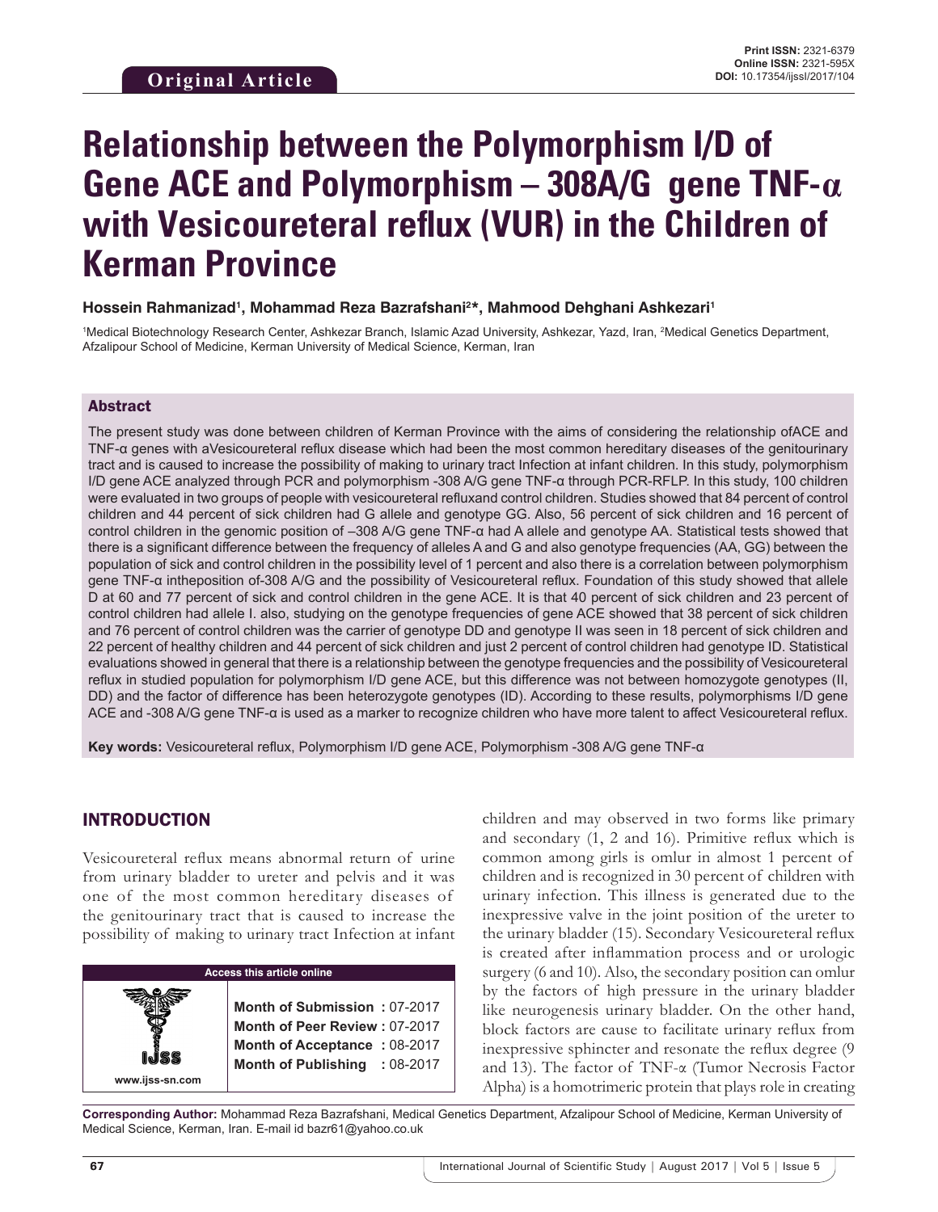Original Article

Print ISSN: 2321-6379
Online ISSN: 2321-595X
DOI: 10.17354/ijssI/2017/104

# Relationship between the Polymorphism I/D of Gene ACE and Polymorphism – 308A/G gene TNF-α with Vesicoureteral reflux (VUR) in the Children of Kerman Province

**Hossein Rahmanizad[1], Mohammad Reza Bazrafshani[2]*, Mahmood Dehghani Ashkezari[1]**

[1]Medical Biotechnology Research Center, Ashkezar Branch, Islamic Azad University, Ashkezar, Yazd, Iran, [2]Medical Genetics Department, Afzalipour School of Medicine, Kerman University of Medical Science, Kerman, Iran

## Abstract

The present study was done between children of Kerman Province with the aims of considering the relationship ofACE and TNF-α genes with aVesicoureteral reflux disease which had been the most common hereditary diseases of the genitourinary tract and is caused to increase the possibility of making to urinary tract Infection at infant children. In this study, polymorphism I/D gene ACE analyzed through PCR and polymorphism -308 A/G gene TNF-α through PCR-RFLP. In this study, 100 children were evaluated in two groups of people with vesicoureteral refluxand control children. Studies showed that 84 percent of control children and 44 percent of sick children had G allele and genotype GG. Also, 56 percent of sick children and 16 percent of control children in the genomic position of –308 A/G gene TNF-α had A allele and genotype AA. Statistical tests showed that there is a significant difference between the frequency of alleles A and G and also genotype frequencies (AA, GG) between the population of sick and control children in the possibility level of 1 percent and also there is a correlation between polymorphism gene TNF-α inthepoistion of-308 A/G and the possibility of Vesicoureteral reflux. Foundation of this study showed that allele D at 60 and 77 percent of sick and control children in the gene ACE. It is that 40 percent of sick children and 23 percent of control children had allele I. also, studying on the genotype frequencies of gene ACE showed that 38 percent of sick children and 76 percent of control children was the carrier of genotype DD and genotype II was seen in 18 percent of sick children and 22 percent of healthy children and 44 percent of sick children and just 2 percent of control children had genotype ID. Statistical evaluations showed in general that there is a relationship between the genotype frequencies and the possibility of Vesicoureteral reflux in studied population for polymorphism I/D gene ACE, but this difference was not between homozygote genotypes (II, DD) and the factor of difference has been heterozygote genotypes (ID). According to these results, polymorphisms I/D gene ACE and -308 A/G gene TNF-α is used as a marker to recognize children who have more talent to affect Vesicoureteral reflux.

**Key words:** Vesicoureteral reflux, Polymorphism I/D gene ACE, Polymorphism -308 A/G gene TNF-α

## INTRODUCTION

Vesicoureteral reflux means abnormal return of urine from urinary bladder to ureter and pelvis and it was one of the most common hereditary diseases of the genitourinary tract that is caused to increase the possibility of making to urinary tract Infection at infant children and may observed in two forms like primary and secondary (1, 2 and 16). Primitive reflux which is common among girls is omlur in almost 1 percent of children and is recognized in 30 percent of children with urinary infection. This illness is generated due to the inexpressive valve in the joint position of the ureter to the urinary bladder (15). Secondary Vesicoureteral reflux is created after inflammation process and or urologic surgery (6 and 10). Also, the secondary position can omlur by the factors of high pressure in the urinary bladder like neurogenesis urinary bladder. On the other hand, block factors are cause to facilitate urinary reflux from inexpressive sphincter and resonate the reflux degree (9 and 13). The factor of TNF-α (Tumor Necrosis Factor Alpha) is a homotrimeric protein that plays role in creating

| Access this article online | |
|---|---|
| www.ijss-sn.com | **Month of Submission :** 07-2017<br>**Month of Peer Review :** 07-2017<br>**Month of Acceptance :** 08-2017<br>**Month of Publishing :** 08-2017 |

**Corresponding Author:** Mohammad Reza Bazrafshani, Medical Genetics Department, Afzalipour School of Medicine, Kerman University of Medical Science, Kerman, Iran. E-mail id bazr61@yahoo.co.uk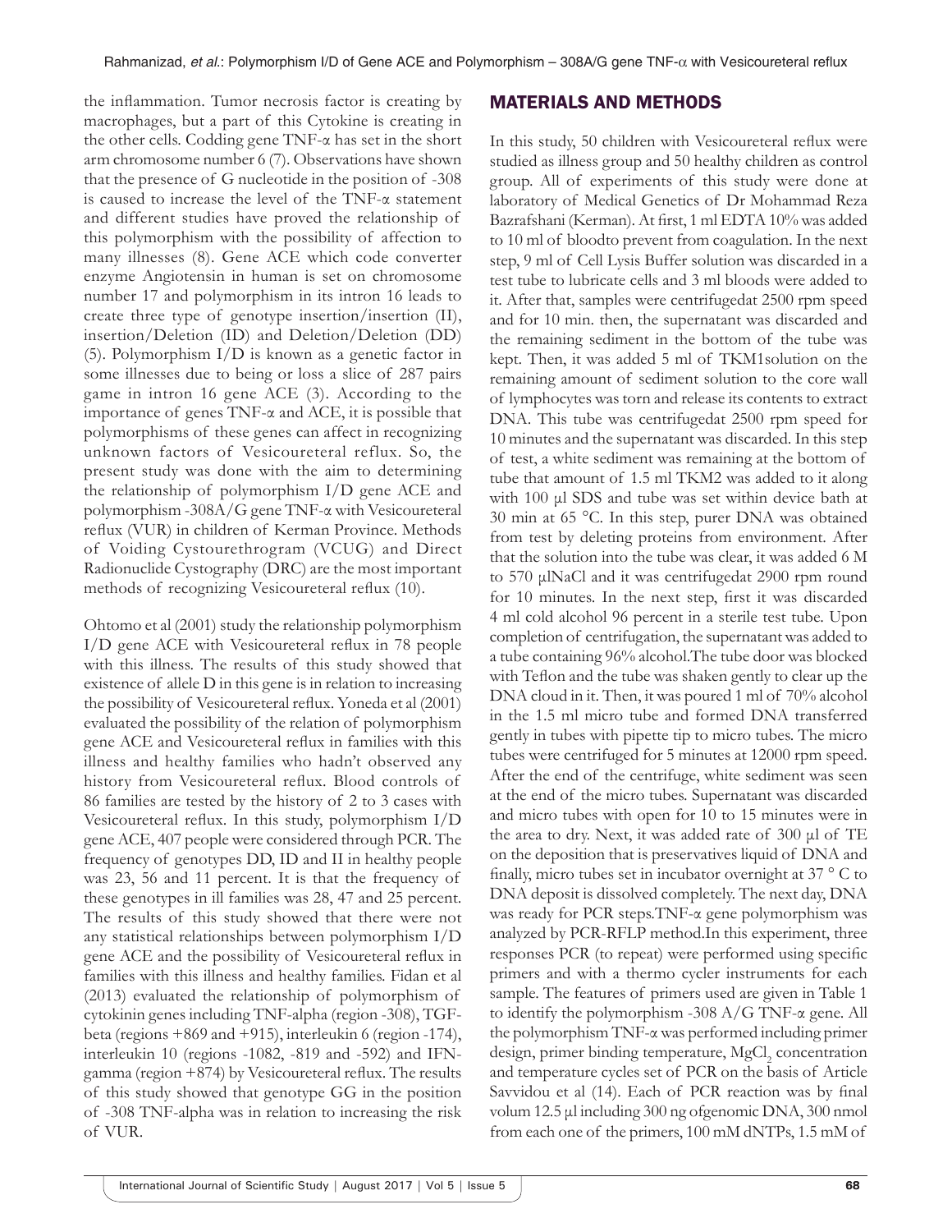the inflammation. Tumor necrosis factor is creating by macrophages, but a part of this Cytokine is creating in the other cells. Codding gene TNF-α has set in the short arm chromosome number 6 (7). Observations have shown that the presence of G nucleotide in the position of -308 is caused to increase the level of the TNF-α statement and different studies have proved the relationship of this polymorphism with the possibility of affection to many illnesses (8). Gene ACE which code converter enzyme Angiotensin in human is set on chromosome number 17 and polymorphism in its intron 16 leads to create three type of genotype insertion/insertion (II), insertion/Deletion (ID) and Deletion/Deletion (DD) (5). Polymorphism I/D is known as a genetic factor in some illnesses due to being or loss a slice of 287 pairs game in intron 16 gene ACE (3). According to the importance of genes TNF-α and ACE, it is possible that polymorphisms of these genes can affect in recognizing unknown factors of Vesicoureteral reflux. So, the present study was done with the aim to determining the relationship of polymorphism I/D gene ACE and polymorphism -308A/G gene TNF-α with Vesicoureteral reflux (VUR) in children of Kerman Province. Methods of Voiding Cystourethrogram (VCUG) and Direct Radionuclide Cystography (DRC) are the most important methods of recognizing Vesicoureteral reflux (10).

Ohtomo et al (2001) study the relationship polymorphism I/D gene ACE with Vesicoureteral reflux in 78 people with this illness. The results of this study showed that existence of allele D in this gene is in relation to increasing the possibility of Vesicoureteral reflux. Yoneda et al (2001) evaluated the possibility of the relation of polymorphism gene ACE and Vesicoureteral reflux in families with this illness and healthy families who hadn't observed any history from Vesicoureteral reflux. Blood controls of 86 families are tested by the history of 2 to 3 cases with Vesicoureteral reflux. In this study, polymorphism I/D gene ACE, 407 people were considered through PCR. The frequency of genotypes DD, ID and II in healthy people was 23, 56 and 11 percent. It is that the frequency of these genotypes in ill families was 28, 47 and 25 percent. The results of this study showed that there were not any statistical relationships between polymorphism I/D gene ACE and the possibility of Vesicoureteral reflux in families with this illness and healthy families. Fidan et al (2013) evaluated the relationship of polymorphism of cytokinin genes including TNF-alpha (region -308), TGF-beta (regions +869 and +915), interleukin 6 (region -174), interleukin 10 (regions -1082, -819 and -592) and IFN-gamma (region +874) by Vesicoureteral reflux. The results of this study showed that genotype GG in the position of -308 TNF-alpha was in relation to increasing the risk of VUR.

## MATERIALS AND METHODS

In this study, 50 children with Vesicoureteral reflux were studied as illness group and 50 healthy children as control group. All of experiments of this study were done at laboratory of Medical Genetics of Dr Mohammad Reza Bazrafshani (Kerman). At first, 1 ml EDTA 10% was added to 10 ml of bloodto prevent from coagulation. In the next step, 9 ml of Cell Lysis Buffer solution was discarded in a test tube to lubricate cells and 3 ml bloods were added to it. After that, samples were centrifugedat 2500 rpm speed and for 10 min. then, the supernatant was discarded and the remaining sediment in the bottom of the tube was kept. Then, it was added 5 ml of TKM1solution on the remaining amount of sediment solution to the core wall of lymphocytes was torn and release its contents to extract DNA. This tube was centrifugedat 2500 rpm speed for 10 minutes and the supernatant was discarded. In this step of test, a white sediment was remaining at the bottom of tube that amount of 1.5 ml TKM2 was added to it along with 100 µl SDS and tube was set within device bath at 30 min at 65 °C. In this step, purer DNA was obtained from test by deleting proteins from environment. After that the solution into the tube was clear, it was added 6 M to 570 µlNaCl and it was centrifugedat 2900 rpm round for 10 minutes. In the next step, first it was discarded 4 ml cold alcohol 96 percent in a sterile test tube. Upon completion of centrifugation, the supernatant was added to a tube containing 96% alcohol.The tube door was blocked with Teflon and the tube was shaken gently to clear up the DNA cloud in it. Then, it was poured 1 ml of 70% alcohol in the 1.5 ml micro tube and formed DNA transferred gently in tubes with pipette tip to micro tubes. The micro tubes were centrifuged for 5 minutes at 12000 rpm speed. After the end of the centrifuge, white sediment was seen at the end of the micro tubes. Supernatant was discarded and micro tubes with open for 10 to 15 minutes were in the area to dry. Next, it was added rate of 300 µl of TE on the deposition that is preservatives liquid of DNA and finally, micro tubes set in incubator overnight at 37 ° C to DNA deposit is dissolved completely. The next day, DNA was ready for PCR steps.TNF-α gene polymorphism was analyzed by PCR-RFLP method.In this experiment, three responses PCR (to repeat) were performed using specific primers and with a thermo cycler instruments for each sample. The features of primers used are given in Table 1 to identify the polymorphism -308 A/G TNF-α gene. All the polymorphism TNF-α was performed including primer design, primer binding temperature, $MgCl_2$ concentration and temperature cycles set of PCR on the basis of Article Savvidou et al (14). Each of PCR reaction was by final volum 12.5 µl including 300 ng ofgenomic DNA, 300 nmol from each one of the primers, 100 mM dNTPs, 1.5 mM of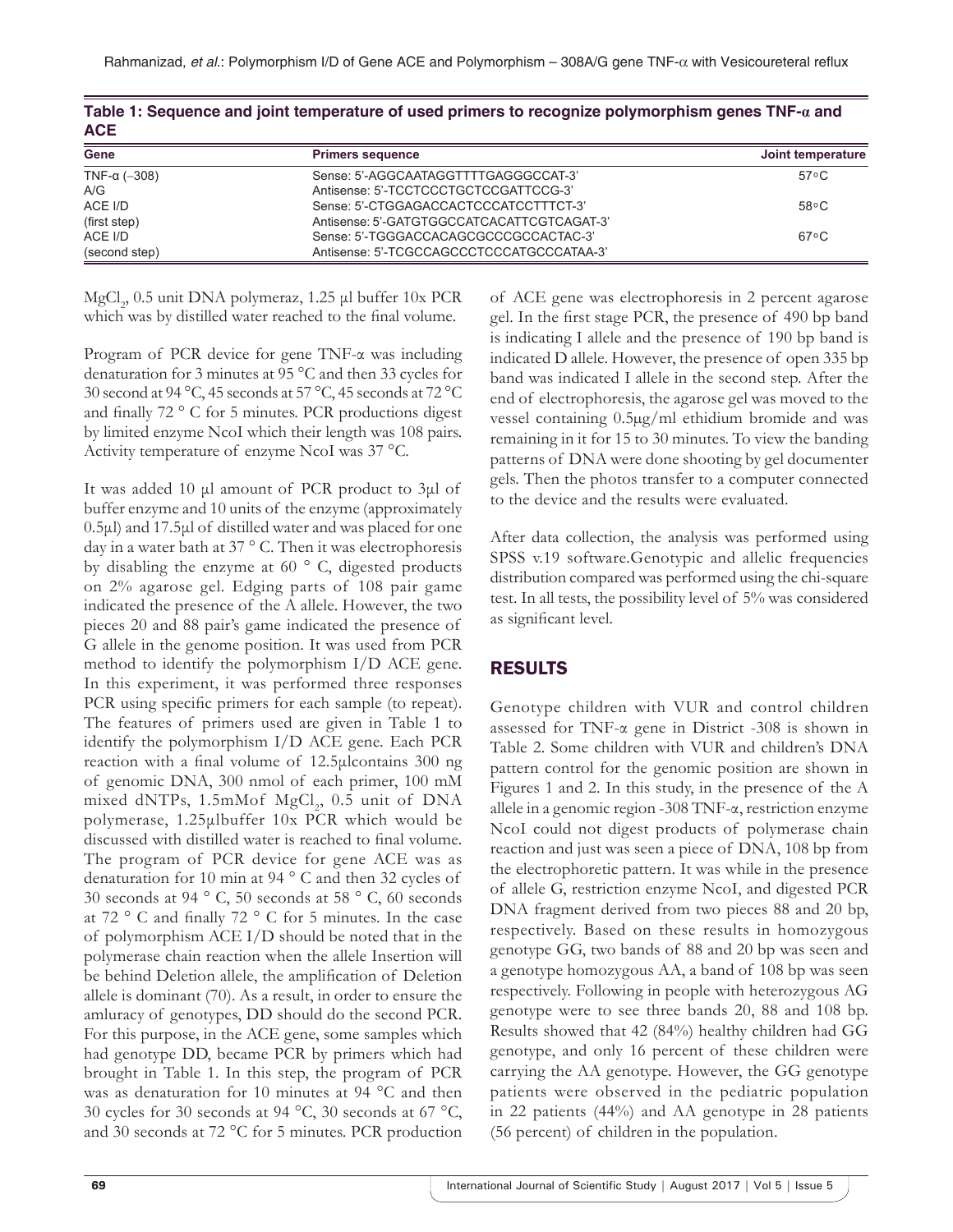**Table 1: Sequence and joint temperature of used primers to recognize polymorphism genes TNF-α and ACE**

| Gene | Primers sequence | Joint temperature |
|---|---|---|
| TNF-α (–308) A/G | Sense: 5'-AGGCAATAGGTTTTGAGGGCCAT-3' Antisense: 5'-TCCTCCCTGCTCCGATTCCG-3' | 57°C |
| ACE I/D (first step) | Sense: 5'-CTGGAGACCACTCCCATCCTTTCT-3' Antisense: 5'-GATGTGGCCATCACATTCGTCAGAT-3' | 58°C |
| ACE I/D (second step) | Sense: 5'-TGGGACCACAGCGCCCGCCACTAC-3' Antisense: 5'-TCGCCAGCCCTCCCATGCCCATAA-3' | 67°C |

$MgCl_2$, 0.5 unit DNA polymeraz, 1.25 µl buffer 10x PCR which was by distilled water reached to the final volume.

Program of PCR device for gene TNF-α was including denaturation for 3 minutes at 95 °C and then 33 cycles for 30 second at 94 °C, 45 seconds at 57 °C, 45 seconds at 72 °C and finally 72 ° C for 5 minutes. PCR productions digest by limited enzyme NcoI which their length was 108 pairs. Activity temperature of enzyme NcoI was 37 °C.

It was added 10 µl amount of PCR product to 3µl of buffer enzyme and 10 units of the enzyme (approximately 0.5µl) and 17.5µl of distilled water and was placed for one day in a water bath at 37 ° C. Then it was electrophoresis by disabling the enzyme at 60 ° C, digested products on 2% agarose gel. Edging parts of 108 pair game indicated the presence of the A allele. However, the two pieces 20 and 88 pair's game indicated the presence of G allele in the genome position. It was used from PCR method to identify the polymorphism I/D ACE gene. In this experiment, it was performed three responses PCR using specific primers for each sample (to repeat). The features of primers used are given in Table 1 to identify the polymorphism I/D ACE gene. Each PCR reaction with a final volume of 12.5µlcontains 300 ng of genomic DNA, 300 nmol of each primer, 100 mM mixed dNTPs, 1.5mMof $MgCl_2$, 0.5 unit of DNA polymerase, 1.25µlbuffer 10x PCR which would be discussed with distilled water is reached to final volume. The program of PCR device for gene ACE was as denaturation for 10 min at 94 ° C and then 32 cycles of 30 seconds at 94 ° C, 50 seconds at 58 ° C, 60 seconds at 72 ° C and finally 72 ° C for 5 minutes. In the case of polymorphism ACE I/D should be noted that in the polymerase chain reaction when the allele Insertion will be behind Deletion allele, the amplification of Deletion allele is dominant (70). As a result, in order to ensure the amluracy of genotypes, DD should do the second PCR. For this purpose, in the ACE gene, some samples which had genotype DD, became PCR by primers which had brought in Table 1. In this step, the program of PCR was as denaturation for 10 minutes at 94 °C and then 30 cycles for 30 seconds at 94 °C, 30 seconds at 67 °C, and 30 seconds at 72 °C for 5 minutes. PCR production of ACE gene was electrophoresis in 2 percent agarose gel. In the first stage PCR, the presence of 490 bp band is indicating I allele and the presence of 190 bp band is indicated D allele. However, the presence of open 335 bp band was indicated I allele in the second step. After the end of electrophoresis, the agarose gel was moved to the vessel containing 0.5µg/ml ethidium bromide and was remaining in it for 15 to 30 minutes. To view the banding patterns of DNA were done shooting by gel documenter gels. Then the photos transfer to a computer connected to the device and the results were evaluated.

After data collection, the analysis was performed using SPSS v.19 software.Genotypic and allelic frequencies distribution compared was performed using the chi-square test. In all tests, the possibility level of 5% was considered as significant level.

## RESULTS

Genotype children with VUR and control children assessed for TNF-α gene in District -308 is shown in Table 2. Some children with VUR and children's DNA pattern control for the genomic position are shown in Figures 1 and 2. In this study, in the presence of the A allele in a genomic region -308 TNF-α, restriction enzyme NcoI could not digest products of polymerase chain reaction and just was seen a piece of DNA, 108 bp from the electrophoretic pattern. It was while in the presence of allele G, restriction enzyme NcoI, and digested PCR DNA fragment derived from two pieces 88 and 20 bp, respectively. Based on these results in homozygous genotype GG, two bands of 88 and 20 bp was seen and a genotype homozygous AA, a band of 108 bp was seen respectively. Following in people with heterozygous AG genotype were to see three bands 20, 88 and 108 bp. Results showed that 42 (84%) healthy children had GG genotype, and only 16 percent of these children were carrying the AA genotype. However, the GG genotype patients were observed in the pediatric population in 22 patients (44%) and AA genotype in 28 patients (56 percent) of children in the population.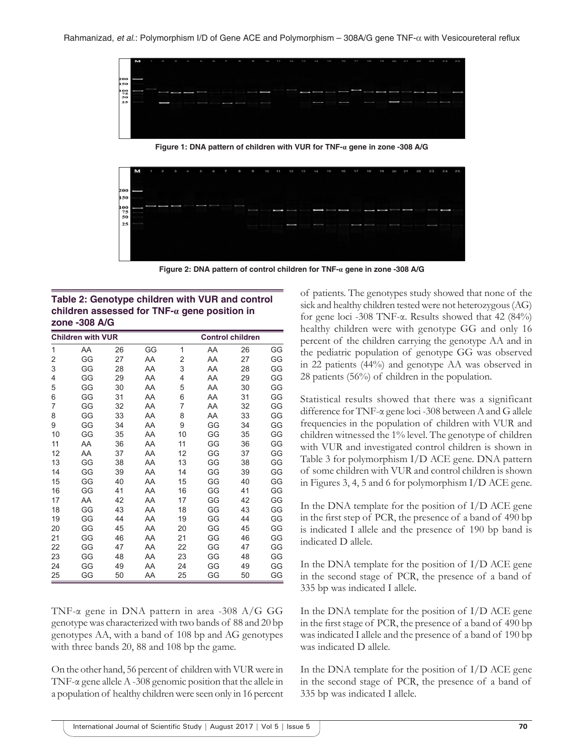Figure 1: DNA pattern of children with VUR for TNF-α gene in zone -308 A/G

Figure 2: DNA pattern of control children for TNF-α gene in zone -308 A/G

**Table 2: Genotype children with VUR and control children assessed for TNF-α gene position in zone -308 A/G**

| Children with VUR | | | | Control children | | | |
|---|---|---|---|---|---|---|---|
| 1 | AA | 26 | GG | 1 | AA | 26 | GG |
| 2 | GG | 27 | AA | 2 | AA | 27 | GG |
| 3 | GG | 28 | AA | 3 | AA | 28 | GG |
| 4 | GG | 29 | AA | 4 | AA | 29 | GG |
| 5 | GG | 30 | AA | 5 | AA | 30 | GG |
| 6 | GG | 31 | AA | 6 | AA | 31 | GG |
| 7 | GG | 32 | AA | 7 | AA | 32 | GG |
| 8 | GG | 33 | AA | 8 | AA | 33 | GG |
| 9 | GG | 34 | AA | 9 | GG | 34 | GG |
| 10 | GG | 35 | AA | 10 | GG | 35 | GG |
| 11 | AA | 36 | AA | 11 | GG | 36 | GG |
| 12 | AA | 37 | AA | 12 | GG | 37 | GG |
| 13 | GG | 38 | AA | 13 | GG | 38 | GG |
| 14 | GG | 39 | AA | 14 | GG | 39 | GG |
| 15 | GG | 40 | AA | 15 | GG | 40 | GG |
| 16 | GG | 41 | AA | 16 | GG | 41 | GG |
| 17 | AA | 42 | AA | 17 | GG | 42 | GG |
| 18 | GG | 43 | AA | 18 | GG | 43 | GG |
| 19 | GG | 44 | AA | 19 | GG | 44 | GG |
| 20 | GG | 45 | AA | 20 | GG | 45 | GG |
| 21 | GG | 46 | AA | 21 | GG | 46 | GG |
| 22 | GG | 47 | AA | 22 | GG | 47 | GG |
| 23 | GG | 48 | AA | 23 | GG | 48 | GG |
| 24 | GG | 49 | AA | 24 | GG | 49 | GG |
| 25 | GG | 50 | AA | 25 | GG | 50 | GG |

TNF-α gene in DNA pattern in area -308 A/G GG genotype was characterized with two bands of 88 and 20 bp genotypes AA, with a band of 108 bp and AG genotypes with three bands 20, 88 and 108 bp the game.

On the other hand, 56 percent of children with VUR were in TNF-α gene allele A -308 genomic position that the allele in a population of healthy children were seen only in 16 percent of patients. The genotypes study showed that none of the sick and healthy children tested were not heterozygous (AG) for gene loci -308 TNF-α. Results showed that 42 (84%) healthy children were with genotype GG and only 16 percent of the children carrying the genotype AA and in the pediatric population of genotype GG was observed in 22 patients (44%) and genotype AA was observed in 28 patients (56%) of children in the population.

Statistical results showed that there was a significant difference for TNF-α gene loci -308 between A and G allele frequencies in the population of children with VUR and children witnessed the 1% level. The genotype of children with VUR and investigated control children is shown in Table 3 for polymorphism I/D ACE gene. DNA pattern of some children with VUR and control children is shown in Figures 3, 4, 5 and 6 for polymorphism I/D ACE gene.

In the DNA template for the position of I/D ACE gene in the first step of PCR, the presence of a band of 490 bp is indicated I allele and the presence of 190 bp band is indicated D allele.

In the DNA template for the position of I/D ACE gene in the second stage of PCR, the presence of a band of 335 bp was indicated I allele.

In the DNA template for the position of I/D ACE gene in the first stage of PCR, the presence of a band of 490 bp was indicated I allele and the presence of a band of 190 bp was indicated D allele.

In the DNA template for the position of I/D ACE gene in the second stage of PCR, the presence of a band of 335 bp was indicated I allele.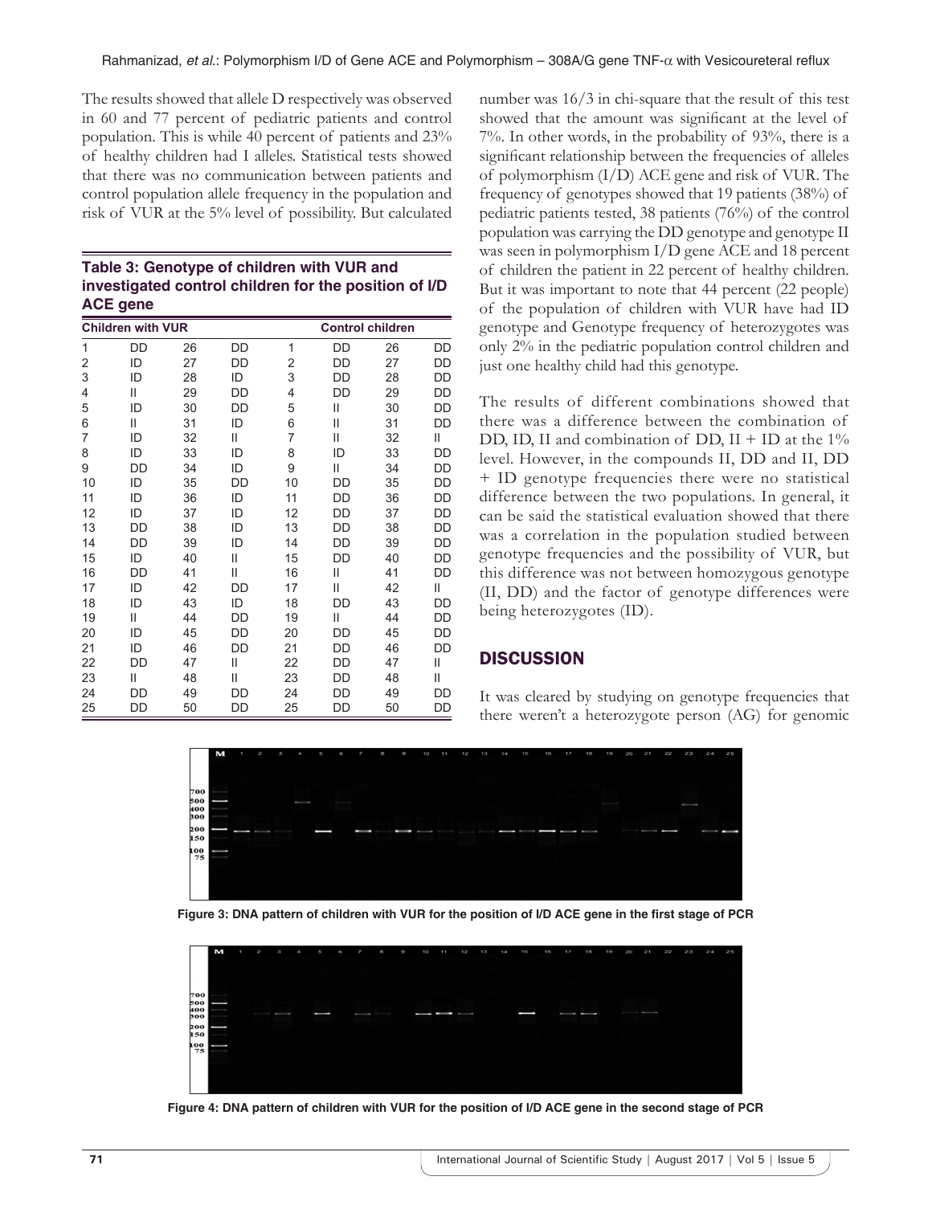The results showed that allele D respectively was observed in 60 and 77 percent of pediatric patients and control population. This is while 40 percent of patients and 23% of healthy children had I alleles. Statistical tests showed that there was no communication between patients and control population allele frequency in the population and risk of VUR at the 5% level of possibility. But calculated number was 16/3 in chi-square that the result of this test showed that the amount was significant at the level of 7%. In other words, in the probability of 93%, there is a significant relationship between the frequencies of alleles of polymorphism (I/D) ACE gene and risk of VUR. The frequency of genotypes showed that 19 patients (38%) of pediatric patients tested, 38 patients (76%) of the control population was carrying the DD genotype and genotype II was seen in polymorphism I/D gene ACE and 18 percent of children the patient in 22 percent of healthy children. But it was important to note that 44 percent (22 people) of the population of children with VUR have had ID genotype and Genotype frequency of heterozygotes was only 2% in the pediatric population control children and just one healthy child had this genotype.

**Table 3: Genotype of children with VUR and investigated control children for the position of I/D ACE gene**

| Children with VUR | | | | Control children | | | |
|---|---|---|---|---|---|---|---|
| 1 | DD | 26 | DD | 1 | DD | 26 | DD |
| 2 | ID | 27 | DD | 2 | DD | 27 | DD |
| 3 | ID | 28 | ID | 3 | DD | 28 | DD |
| 4 | II | 29 | DD | 4 | DD | 29 | DD |
| 5 | ID | 30 | DD | 5 | II | 30 | DD |
| 6 | II | 31 | ID | 6 | II | 31 | DD |
| 7 | ID | 32 | II | 7 | II | 32 | II |
| 8 | ID | 33 | ID | 8 | ID | 33 | DD |
| 9 | DD | 34 | ID | 9 | II | 34 | DD |
| 10 | ID | 35 | DD | 10 | DD | 35 | DD |
| 11 | ID | 36 | ID | 11 | DD | 36 | DD |
| 12 | ID | 37 | ID | 12 | DD | 37 | DD |
| 13 | DD | 38 | ID | 13 | DD | 38 | DD |
| 14 | DD | 39 | ID | 14 | DD | 39 | DD |
| 15 | ID | 40 | II | 15 | DD | 40 | DD |
| 16 | DD | 41 | II | 16 | II | 41 | DD |
| 17 | ID | 42 | DD | 17 | II | 42 | II |
| 18 | ID | 43 | ID | 18 | DD | 43 | DD |
| 19 | II | 44 | DD | 19 | II | 44 | DD |
| 20 | ID | 45 | DD | 20 | DD | 45 | DD |
| 21 | ID | 46 | DD | 21 | DD | 46 | DD |
| 22 | DD | 47 | II | 22 | DD | 47 | II |
| 23 | II | 48 | II | 23 | DD | 48 | II |
| 24 | DD | 49 | DD | 24 | DD | 49 | DD |
| 25 | DD | 50 | DD | 25 | DD | 50 | DD |

The results of different combinations showed that there was a difference between the combination of DD, ID, II and combination of DD, II + ID at the 1% level. However, in the compounds II, DD and II, DD + ID genotype frequencies there were no statistical difference between the two populations. In general, it can be said the statistical evaluation showed that there was a correlation in the population studied between genotype frequencies and the possibility of VUR, but this difference was not between homozygous genotype (II, DD) and the factor of genotype differences were being heterozygotes (ID).

## DISCUSSION

It was cleared by studying on genotype frequencies that there weren't a heterozygote person (AG) for genomic

Figure 3: DNA pattern of children with VUR for the position of I/D ACE gene in the first stage of PCR

Figure 4: DNA pattern of children with VUR for the position of I/D ACE gene in the second stage of PCR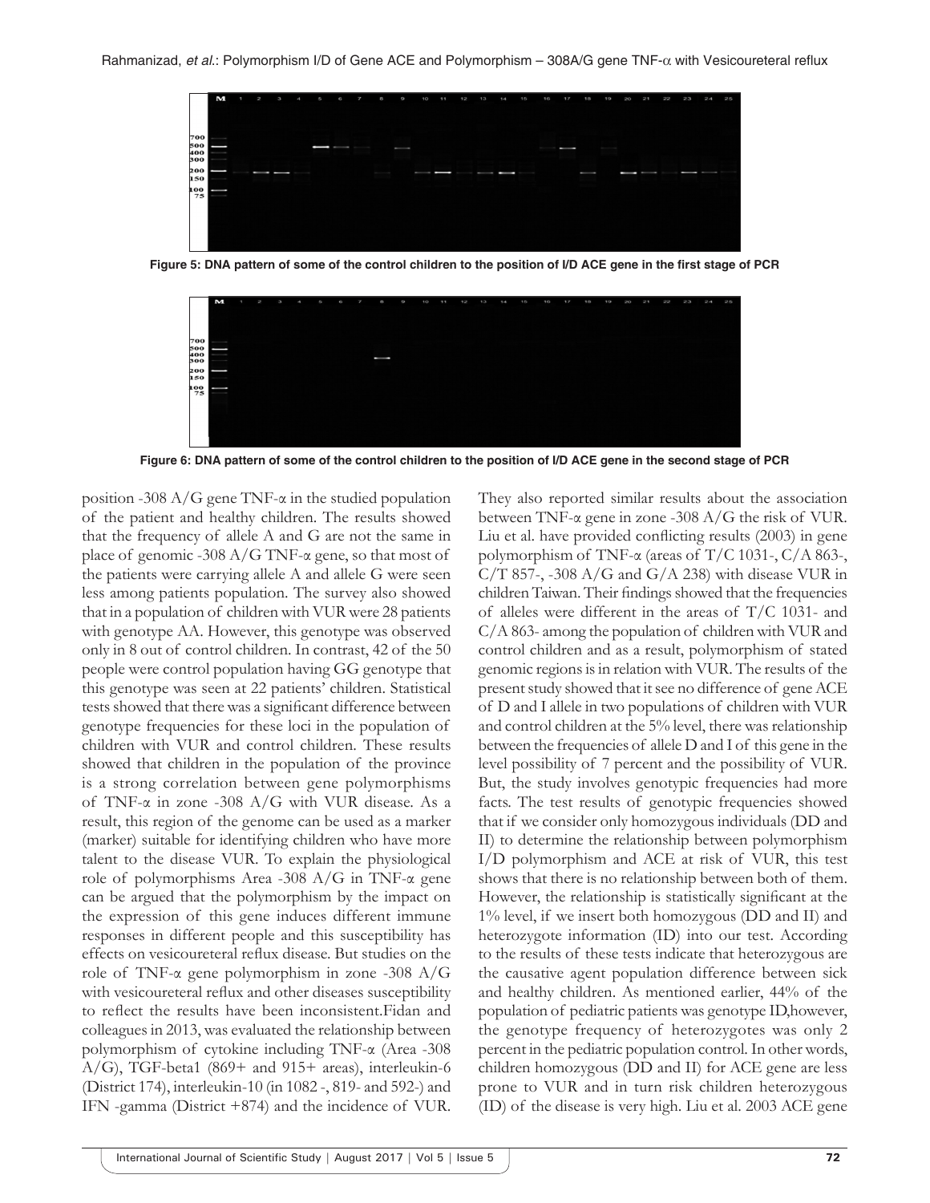Figure 5: DNA pattern of some of the control children to the position of I/D ACE gene in the first stage of PCR

Figure 6: DNA pattern of some of the control children to the position of I/D ACE gene in the second stage of PCR

position -308 A/G gene TNF-α in the studied population of the patient and healthy children. The results showed that the frequency of allele A and G are not the same in place of genomic -308 A/G TNF-α gene, so that most of the patients were carrying allele A and allele G were seen less among patients population. The survey also showed that in a population of children with VUR were 28 patients with genotype AA. However, this genotype was observed only in 8 out of control children. In contrast, 42 of the 50 people were control population having GG genotype that this genotype was seen at 22 patients' children. Statistical tests showed that there was a significant difference between genotype frequencies for these loci in the population of children with VUR and control children. These results showed that children in the population of the province is a strong correlation between gene polymorphisms of TNF-α in zone -308 A/G with VUR disease. As a result, this region of the genome can be used as a marker (marker) suitable for identifying children who have more talent to the disease VUR. To explain the physiological role of polymorphisms Area -308 A/G in TNF-α gene can be argued that the polymorphism by the impact on the expression of this gene induces different immune responses in different people and this susceptibility has effects on vesicoureteral reflux disease. But studies on the role of TNF-α gene polymorphism in zone -308 A/G with vesicoureteral reflux and other diseases susceptibility to reflect the results have been inconsistent.Fidan and colleagues in 2013, was evaluated the relationship between polymorphism of cytokine including TNF-α (Area -308 A/G), TGF-beta1 (869+ and 915+ areas), interleukin-6 (District 174), interleukin-10 (in 1082 -, 819- and 592-) and IFN -gamma (District +874) and the incidence of VUR. They also reported similar results about the association between TNF-α gene in zone -308 A/G the risk of VUR. Liu et al. have provided conflicting results (2003) in gene polymorphism of TNF-α (areas of T/C 1031-, C/A 863-, C/T 857-, -308 A/G and G/A 238) with disease VUR in children Taiwan. Their findings showed that the frequencies of alleles were different in the areas of T/C 1031- and C/A 863- among the population of children with VUR and control children and as a result, polymorphism of stated genomic regions is in relation with VUR. The results of the present study showed that it see no difference of gene ACE of D and I allele in two populations of children with VUR and control children at the 5% level, there was relationship between the frequencies of allele D and I of this gene in the level possibility of 7 percent and the possibility of VUR. But, the study involves genotypic frequencies had more facts. The test results of genotypic frequencies showed that if we consider only homozygous individuals (DD and II) to determine the relationship between polymorphism I/D polymorphism and ACE at risk of VUR, this test shows that there is no relationship between both of them. However, the relationship is statistically significant at the 1% level, if we insert both homozygous (DD and II) and heterozygote information (ID) into our test. According to the results of these tests indicate that heterozygous are the causative agent population difference between sick and healthy children. As mentioned earlier, 44% of the population of pediatric patients was genotype ID,however, the genotype frequency of heterozygotes was only 2 percent in the pediatric population control. In other words, children homozygous (DD and II) for ACE gene are less prone to VUR and in turn risk children heterozygous (ID) of the disease is very high. Liu et al. 2003 ACE gene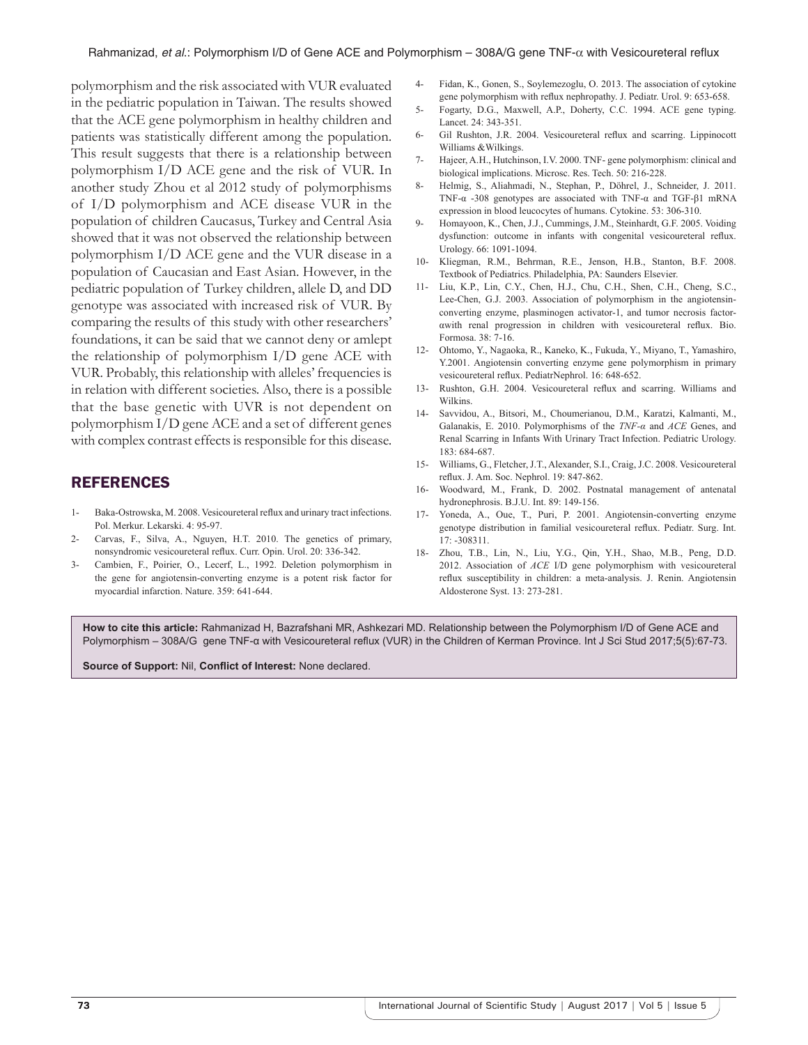polymorphism and the risk associated with VUR evaluated in the pediatric population in Taiwan. The results showed that the ACE gene polymorphism in healthy children and patients was statistically different among the population. This result suggests that there is a relationship between polymorphism I/D ACE gene and the risk of VUR. In another study Zhou et al 2012 study of polymorphisms of I/D polymorphism and ACE disease VUR in the population of children Caucasus, Turkey and Central Asia showed that it was not observed the relationship between polymorphism I/D ACE gene and the VUR disease in a population of Caucasian and East Asian. However, in the pediatric population of Turkey children, allele D, and DD genotype was associated with increased risk of VUR. By comparing the results of this study with other researchers' foundations, it can be said that we cannot deny or amlept the relationship of polymorphism I/D gene ACE with VUR. Probably, this relationship with alleles' frequencies is in relation with different societies. Also, there is a possible that the base genetic with UVR is not dependent on polymorphism I/D gene ACE and a set of different genes with complex contrast effects is responsible for this disease.

## REFERENCES

1- Baka-Ostrowska, M. 2008. Vesicoureteral reflux and urinary tract infections. Pol. Merkur. Lekarski. 4: 95-97.
2- Carvas, F., Silva, A., Nguyen, H.T. 2010. The genetics of primary, nonsyndromic vesicoureteral reflux. Curr. Opin. Urol. 20: 336-342.
3- Cambien, F., Poirier, O., Lecerf, L., 1992. Deletion polymorphism in the gene for angiotensin-converting enzyme is a potent risk factor for myocardial infarction. Nature. 359: 641-644.
4- Fidan, K., Gonen, S., Soylemezoglu, O. 2013. The association of cytokine gene polymorphism with reflux nephropathy. J. Pediatr. Urol. 9: 653-658.
5- Fogarty, D.G., Maxwell, A.P., Doherty, C.C. 1994. ACE gene typing. Lancet. 24: 343-351.
6- Gil Rushton, J.R. 2004. Vesicoureteral reflux and scarring. Lippinocott Williams &Wilkings.
7- Hajeer, A.H., Hutchinson, I.V. 2000. TNF- gene polymorphism: clinical and biological implications. Microsc. Res. Tech. 50: 216-228.
8- Helmig, S., Aliahmadi, N., Stephan, P., Döhrel, J., Schneider, J. 2011. TNF-α -308 genotypes are associated with TNF-α and TGF-β1 mRNA expression in blood leucocytes of humans. Cytokine. 53: 306-310.
9- Homayoon, K., Chen, J.J., Cummings, J.M., Steinhardt, G.F. 2005. Voiding dysfunction: outcome in infants with congenital vesicoureteral reflux. Urology. 66: 1091-1094.
10- Kliegman, R.M., Behrman, R.E., Jenson, H.B., Stanton, B.F. 2008. Textbook of Pediatrics. Philadelphia, PA: Saunders Elsevier.
11- Liu, K.P., Lin, C.Y., Chen, H.J., Chu, C.H., Shen, C.H., Cheng, S.C., Lee-Chen, G.J. 2003. Association of polymorphism in the angiotensin-converting enzyme, plasminogen activator-1, and tumor necrosis factor-αwith renal progression in children with vesicoureteral reflux. Bio. Formosa. 38: 7-16.
12- Ohtomo, Y., Nagaoka, R., Kaneko, K., Fukuda, Y., Miyano, T., Yamashiro, Y.2001. Angiotensin converting enzyme gene polymorphism in primary vesicoureteral reflux. PediatrNephrol. 16: 648-652.
13- Rushton, G.H. 2004. Vesicoureteral reflux and scarring. Williams and Wilkins.
14- Savvidou, A., Bitsori, M., Choumerianou, D.M., Karatzi, Kalmanti, M., Galanakis, E. 2010. Polymorphisms of the *TNF-α* and *ACE* Genes, and Renal Scarring in Infants With Urinary Tract Infection. Pediatric Urology. 183: 684-687.
15- Williams, G., Fletcher, J.T., Alexander, S.I., Craig, J.C. 2008. Vesicoureteral reflux. J. Am. Soc. Nephrol. 19: 847-862.
16- Woodward, M., Frank, D. 2002. Postnatal management of antenatal hydronephrosis. B.J.U. Int. 89: 149-156.
17- Yoneda, A., Oue, T., Puri, P. 2001. Angiotensin-converting enzyme genotype distribution in familial vesicoureteral reflux. Pediatr. Surg. Int. 17: -308311.
18- Zhou, T.B., Lin, N., Liu, Y.G., Qin, Y.H., Shao, M.B., Peng, D.D. 2012. Association of *ACE* I/D gene polymorphism with vesicoureteral reflux susceptibility in children: a meta-analysis. J. Renin. Angiotensin Aldosterone Syst. 13: 273-281.

**How to cite this article:** Rahmanizad H, Bazrafshani MR, Ashkezari MD. Relationship between the Polymorphism I/D of Gene ACE and Polymorphism – 308A/G gene TNF-α with Vesicoureteral reflux (VUR) in the Children of Kerman Province. Int J Sci Stud 2017;5(5):67-73.

**Source of Support:** Nil, **Conflict of Interest:** None declared.